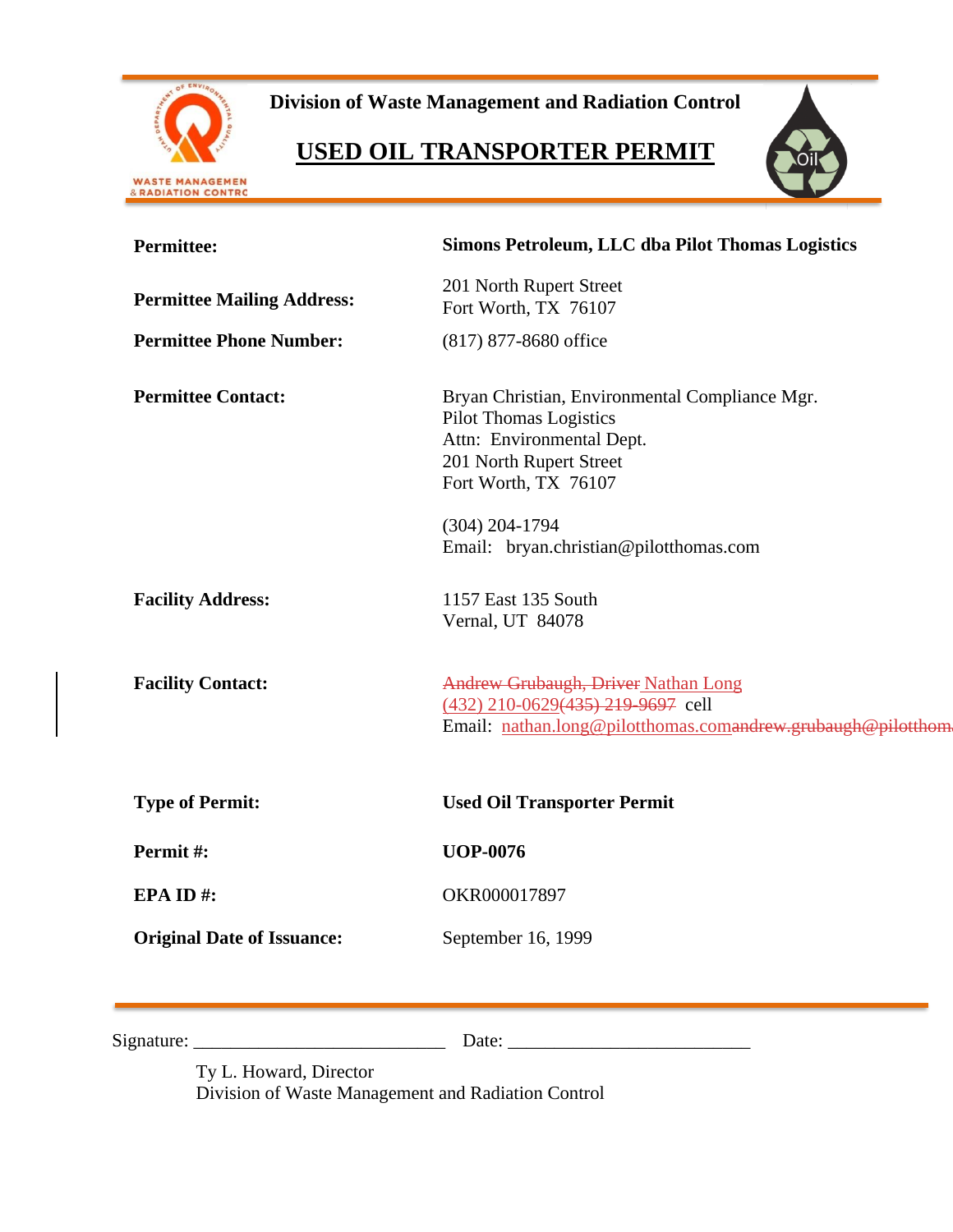**Division of Waste Management and Radiation Control**

# USED OIL TRANSPORTER PERMIT

| | |
|---|---|
| **Permittee:** | **Simons Petroleum, LLC dba Pilot Thomas Logistics** |
| **Permittee Mailing Address:** | 201 North Rupert Street<br>Fort Worth, TX 76107 |
| **Permittee Phone Number:** | (817) 877-8680 office |
| **Permittee Contact:** | Bryan Christian, Environmental Compliance Mgr.<br>Pilot Thomas Logistics<br>Attn: Environmental Dept.<br>201 North Rupert Street<br>Fort Worth, TX 76107<br><br>(304) 204-1794<br>Email: bryan.christian@pilotthomas.com |
| **Facility Address:** | 1157 East 135 South<br>Vernal, UT 84078 |
| **Facility Contact:** | ~~Andrew Grubaugh, Driver~~ Nathan Long<br>(432) 210-0629~~(435) 219-9697~~ cell<br>Email: nathan.long@pilotthomas.com~~andrew.grubaugh@pilotthom~~ |
| **Type of Permit:** | **Used Oil Transporter Permit** |
| **Permit #:** | **UOP-0076** |
| **EPA ID #:** | OKR000017897 |
| **Original Date of Issuance:** | September 16, 1999 |

Signature: ___________________________ Date: __________________________

Ty L. Howard, Director
Division of Waste Management and Radiation Control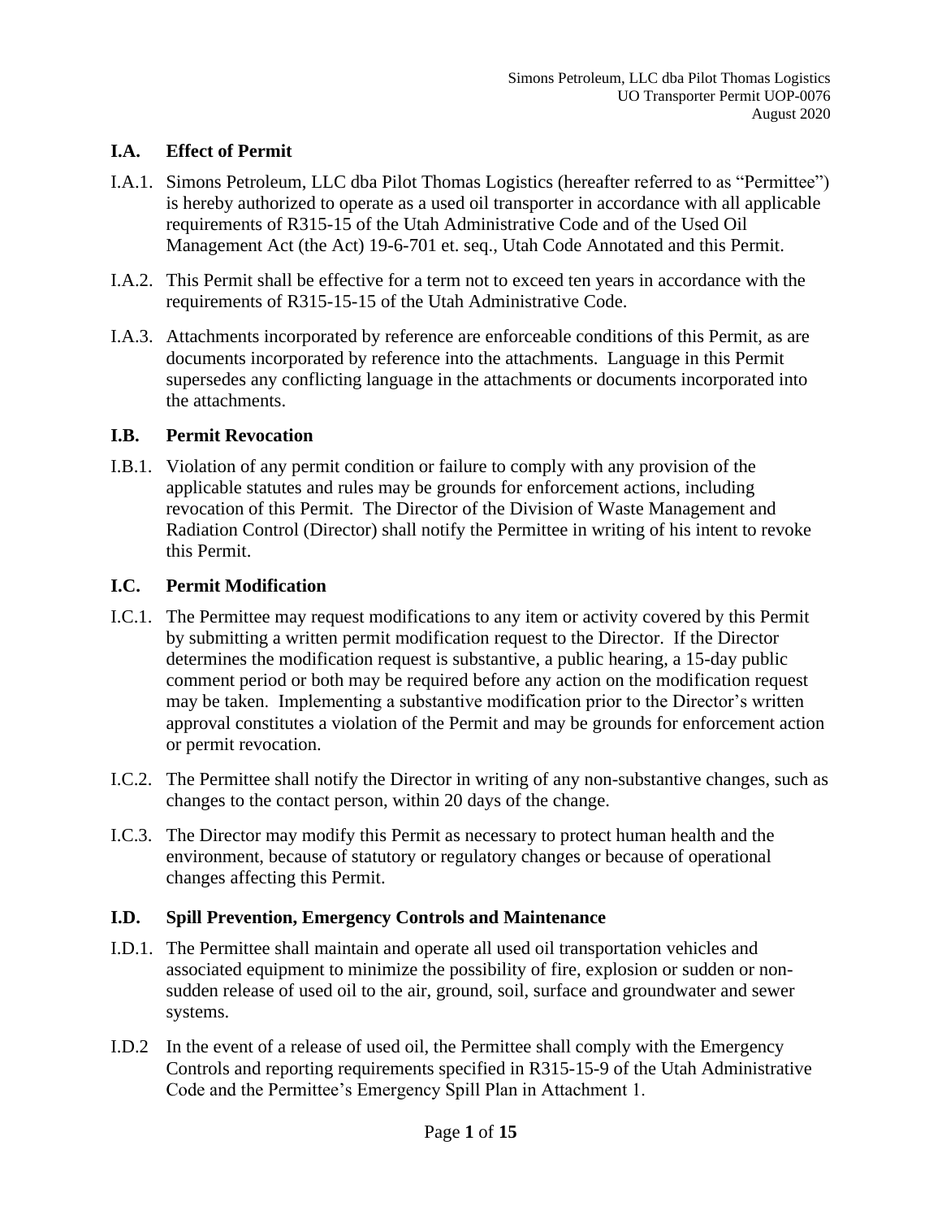## I.A. Effect of Permit

I.A.1. Simons Petroleum, LLC dba Pilot Thomas Logistics (hereafter referred to as "Permittee") is hereby authorized to operate as a used oil transporter in accordance with all applicable requirements of R315-15 of the Utah Administrative Code and of the Used Oil Management Act (the Act) 19-6-701 et. seq., Utah Code Annotated and this Permit.

I.A.2. This Permit shall be effective for a term not to exceed ten years in accordance with the requirements of R315-15-15 of the Utah Administrative Code.

I.A.3. Attachments incorporated by reference are enforceable conditions of this Permit, as are documents incorporated by reference into the attachments. Language in this Permit supersedes any conflicting language in the attachments or documents incorporated into the attachments.

## I.B. Permit Revocation

I.B.1. Violation of any permit condition or failure to comply with any provision of the applicable statutes and rules may be grounds for enforcement actions, including revocation of this Permit. The Director of the Division of Waste Management and Radiation Control (Director) shall notify the Permittee in writing of his intent to revoke this Permit.

## I.C. Permit Modification

I.C.1. The Permittee may request modifications to any item or activity covered by this Permit by submitting a written permit modification request to the Director. If the Director determines the modification request is substantive, a public hearing, a 15-day public comment period or both may be required before any action on the modification request may be taken. Implementing a substantive modification prior to the Director's written approval constitutes a violation of the Permit and may be grounds for enforcement action or permit revocation.

I.C.2. The Permittee shall notify the Director in writing of any non-substantive changes, such as changes to the contact person, within 20 days of the change.

I.C.3. The Director may modify this Permit as necessary to protect human health and the environment, because of statutory or regulatory changes or because of operational changes affecting this Permit.

## I.D. Spill Prevention, Emergency Controls and Maintenance

I.D.1. The Permittee shall maintain and operate all used oil transportation vehicles and associated equipment to minimize the possibility of fire, explosion or sudden or non-sudden release of used oil to the air, ground, soil, surface and groundwater and sewer systems.

I.D.2 In the event of a release of used oil, the Permittee shall comply with the Emergency Controls and reporting requirements specified in R315-15-9 of the Utah Administrative Code and the Permittee's Emergency Spill Plan in Attachment 1.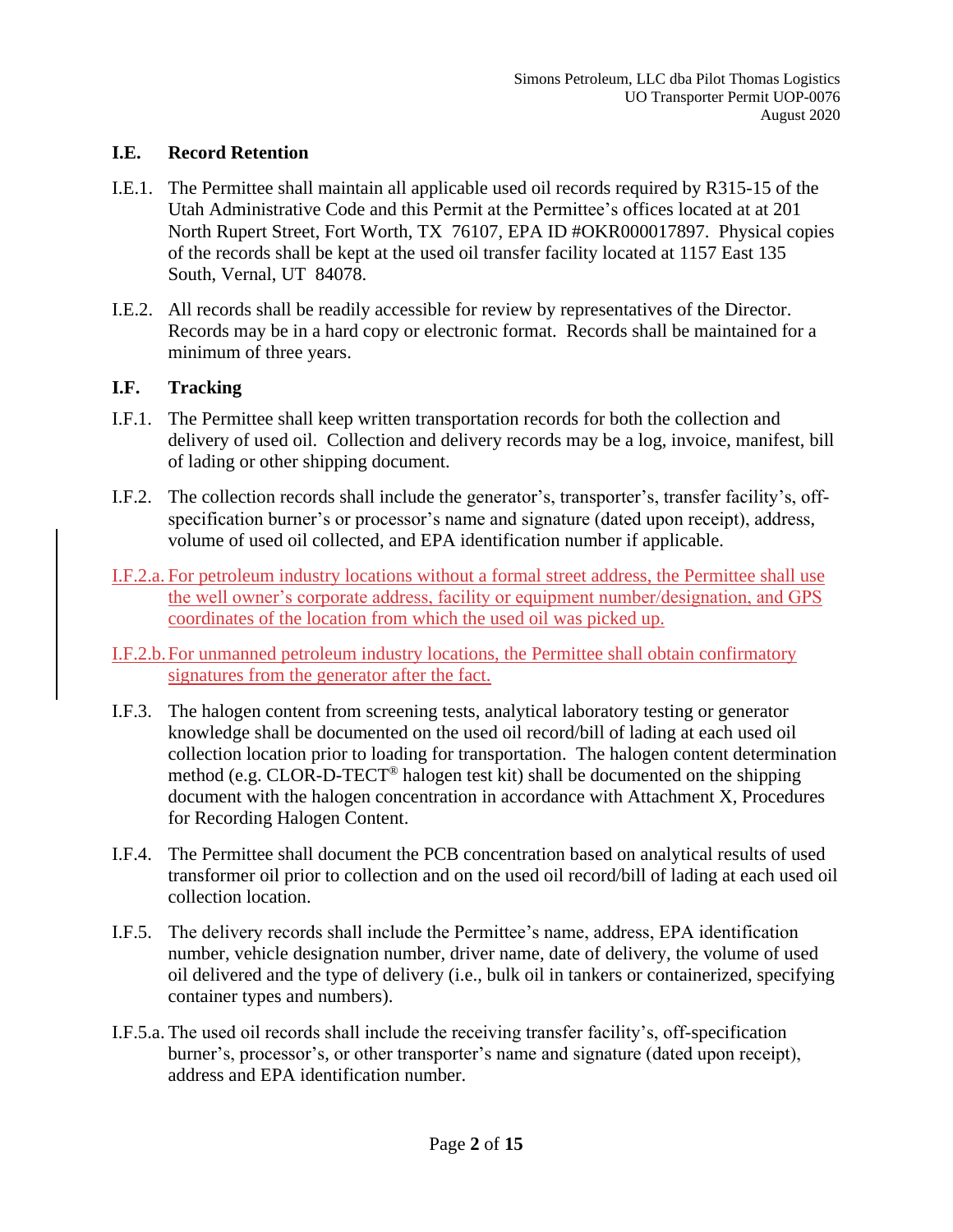## I.E. Record Retention

I.E.1. The Permittee shall maintain all applicable used oil records required by R315-15 of the Utah Administrative Code and this Permit at the Permittee's offices located at at 201 North Rupert Street, Fort Worth, TX 76107, EPA ID #OKR000017897. Physical copies of the records shall be kept at the used oil transfer facility located at 1157 East 135 South, Vernal, UT 84078.

I.E.2. All records shall be readily accessible for review by representatives of the Director. Records may be in a hard copy or electronic format. Records shall be maintained for a minimum of three years.

## I.F. Tracking

I.F.1. The Permittee shall keep written transportation records for both the collection and delivery of used oil. Collection and delivery records may be a log, invoice, manifest, bill of lading or other shipping document.

I.F.2. The collection records shall include the generator's, transporter's, transfer facility's, off-specification burner's or processor's name and signature (dated upon receipt), address, volume of used oil collected, and EPA identification number if applicable.

I.F.2.a. For petroleum industry locations without a formal street address, the Permittee shall use the well owner's corporate address, facility or equipment number/designation, and GPS coordinates of the location from which the used oil was picked up.

I.F.2.b. For unmanned petroleum industry locations, the Permittee shall obtain confirmatory signatures from the generator after the fact.

I.F.3. The halogen content from screening tests, analytical laboratory testing or generator knowledge shall be documented on the used oil record/bill of lading at each used oil collection location prior to loading for transportation. The halogen content determination method (e.g. CLOR-D-TECT® halogen test kit) shall be documented on the shipping document with the halogen concentration in accordance with Attachment X, Procedures for Recording Halogen Content.

I.F.4. The Permittee shall document the PCB concentration based on analytical results of used transformer oil prior to collection and on the used oil record/bill of lading at each used oil collection location.

I.F.5. The delivery records shall include the Permittee's name, address, EPA identification number, vehicle designation number, driver name, date of delivery, the volume of used oil delivered and the type of delivery (i.e., bulk oil in tankers or containerized, specifying container types and numbers).

I.F.5.a. The used oil records shall include the receiving transfer facility's, off-specification burner's, processor's, or other transporter's name and signature (dated upon receipt), address and EPA identification number.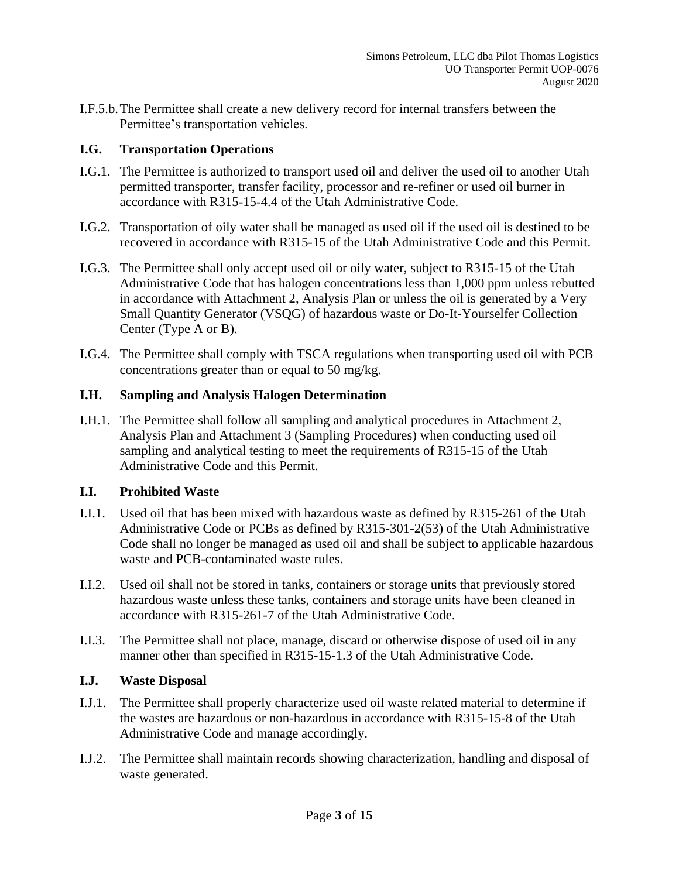I.F.5.b. The Permittee shall create a new delivery record for internal transfers between the Permittee's transportation vehicles.

### I.G. Transportation Operations

I.G.1. The Permittee is authorized to transport used oil and deliver the used oil to another Utah permitted transporter, transfer facility, processor and re-refiner or used oil burner in accordance with R315-15-4.4 of the Utah Administrative Code.

I.G.2. Transportation of oily water shall be managed as used oil if the used oil is destined to be recovered in accordance with R315-15 of the Utah Administrative Code and this Permit.

I.G.3. The Permittee shall only accept used oil or oily water, subject to R315-15 of the Utah Administrative Code that has halogen concentrations less than 1,000 ppm unless rebutted in accordance with Attachment 2, Analysis Plan or unless the oil is generated by a Very Small Quantity Generator (VSQG) of hazardous waste or Do-It-Yourselfer Collection Center (Type A or B).

I.G.4. The Permittee shall comply with TSCA regulations when transporting used oil with PCB concentrations greater than or equal to 50 mg/kg.

### I.H. Sampling and Analysis Halogen Determination

I.H.1. The Permittee shall follow all sampling and analytical procedures in Attachment 2, Analysis Plan and Attachment 3 (Sampling Procedures) when conducting used oil sampling and analytical testing to meet the requirements of R315-15 of the Utah Administrative Code and this Permit.

### I.I. Prohibited Waste

I.I.1. Used oil that has been mixed with hazardous waste as defined by R315-261 of the Utah Administrative Code or PCBs as defined by R315-301-2(53) of the Utah Administrative Code shall no longer be managed as used oil and shall be subject to applicable hazardous waste and PCB-contaminated waste rules.

I.I.2. Used oil shall not be stored in tanks, containers or storage units that previously stored hazardous waste unless these tanks, containers and storage units have been cleaned in accordance with R315-261-7 of the Utah Administrative Code.

I.I.3. The Permittee shall not place, manage, discard or otherwise dispose of used oil in any manner other than specified in R315-15-1.3 of the Utah Administrative Code.

### I.J. Waste Disposal

I.J.1. The Permittee shall properly characterize used oil waste related material to determine if the wastes are hazardous or non-hazardous in accordance with R315-15-8 of the Utah Administrative Code and manage accordingly.

I.J.2. The Permittee shall maintain records showing characterization, handling and disposal of waste generated.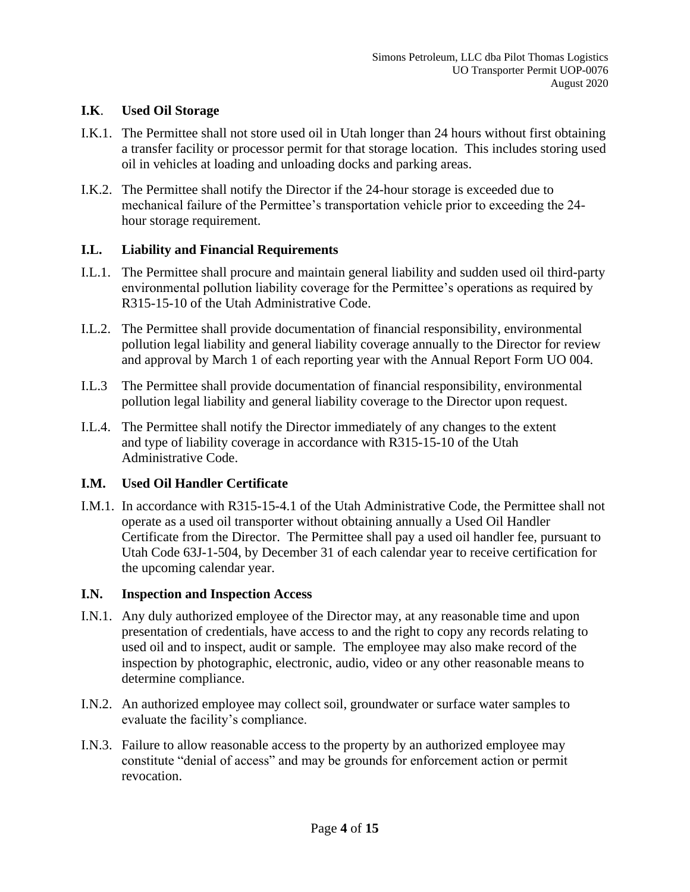### I.K. Used Oil Storage

I.K.1. The Permittee shall not store used oil in Utah longer than 24 hours without first obtaining a transfer facility or processor permit for that storage location. This includes storing used oil in vehicles at loading and unloading docks and parking areas.

I.K.2. The Permittee shall notify the Director if the 24-hour storage is exceeded due to mechanical failure of the Permittee's transportation vehicle prior to exceeding the 24-hour storage requirement.

### I.L. Liability and Financial Requirements

I.L.1. The Permittee shall procure and maintain general liability and sudden used oil third-party environmental pollution liability coverage for the Permittee's operations as required by R315-15-10 of the Utah Administrative Code.

I.L.2. The Permittee shall provide documentation of financial responsibility, environmental pollution legal liability and general liability coverage annually to the Director for review and approval by March 1 of each reporting year with the Annual Report Form UO 004.

I.L.3 The Permittee shall provide documentation of financial responsibility, environmental pollution legal liability and general liability coverage to the Director upon request.

I.L.4. The Permittee shall notify the Director immediately of any changes to the extent and type of liability coverage in accordance with R315-15-10 of the Utah Administrative Code.

### I.M. Used Oil Handler Certificate

I.M.1. In accordance with R315-15-4.1 of the Utah Administrative Code, the Permittee shall not operate as a used oil transporter without obtaining annually a Used Oil Handler Certificate from the Director. The Permittee shall pay a used oil handler fee, pursuant to Utah Code 63J-1-504, by December 31 of each calendar year to receive certification for the upcoming calendar year.

### I.N. Inspection and Inspection Access

I.N.1. Any duly authorized employee of the Director may, at any reasonable time and upon presentation of credentials, have access to and the right to copy any records relating to used oil and to inspect, audit or sample. The employee may also make record of the inspection by photographic, electronic, audio, video or any other reasonable means to determine compliance.

I.N.2. An authorized employee may collect soil, groundwater or surface water samples to evaluate the facility's compliance.

I.N.3. Failure to allow reasonable access to the property by an authorized employee may constitute "denial of access" and may be grounds for enforcement action or permit revocation.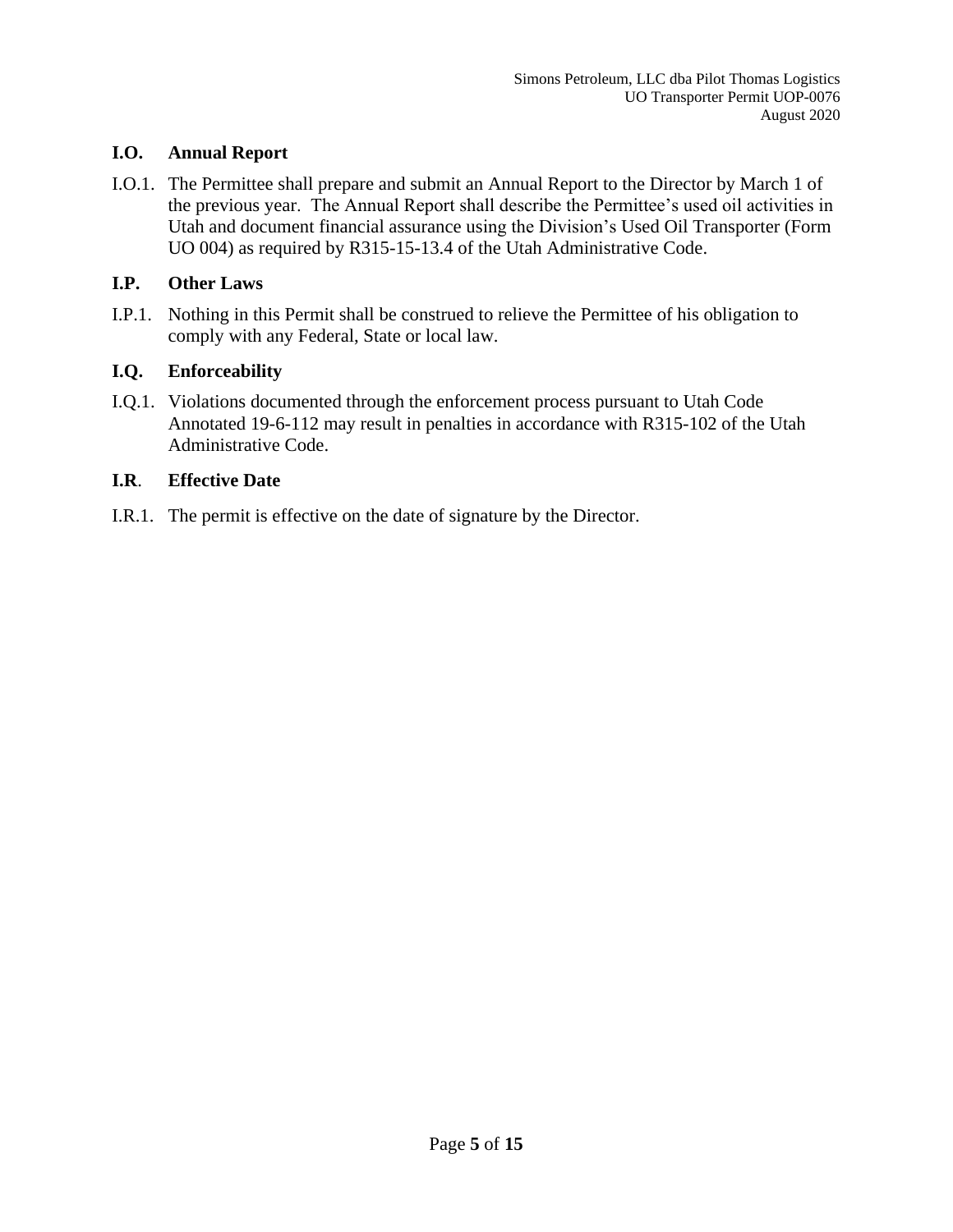### I.O. Annual Report

I.O.1. The Permittee shall prepare and submit an Annual Report to the Director by March 1 of the previous year. The Annual Report shall describe the Permittee's used oil activities in Utah and document financial assurance using the Division's Used Oil Transporter (Form UO 004) as required by R315-15-13.4 of the Utah Administrative Code.

### I.P. Other Laws

I.P.1. Nothing in this Permit shall be construed to relieve the Permittee of his obligation to comply with any Federal, State or local law.

### I.Q. Enforceability

I.Q.1. Violations documented through the enforcement process pursuant to Utah Code Annotated 19-6-112 may result in penalties in accordance with R315-102 of the Utah Administrative Code.

### I.R. Effective Date

I.R.1. The permit is effective on the date of signature by the Director.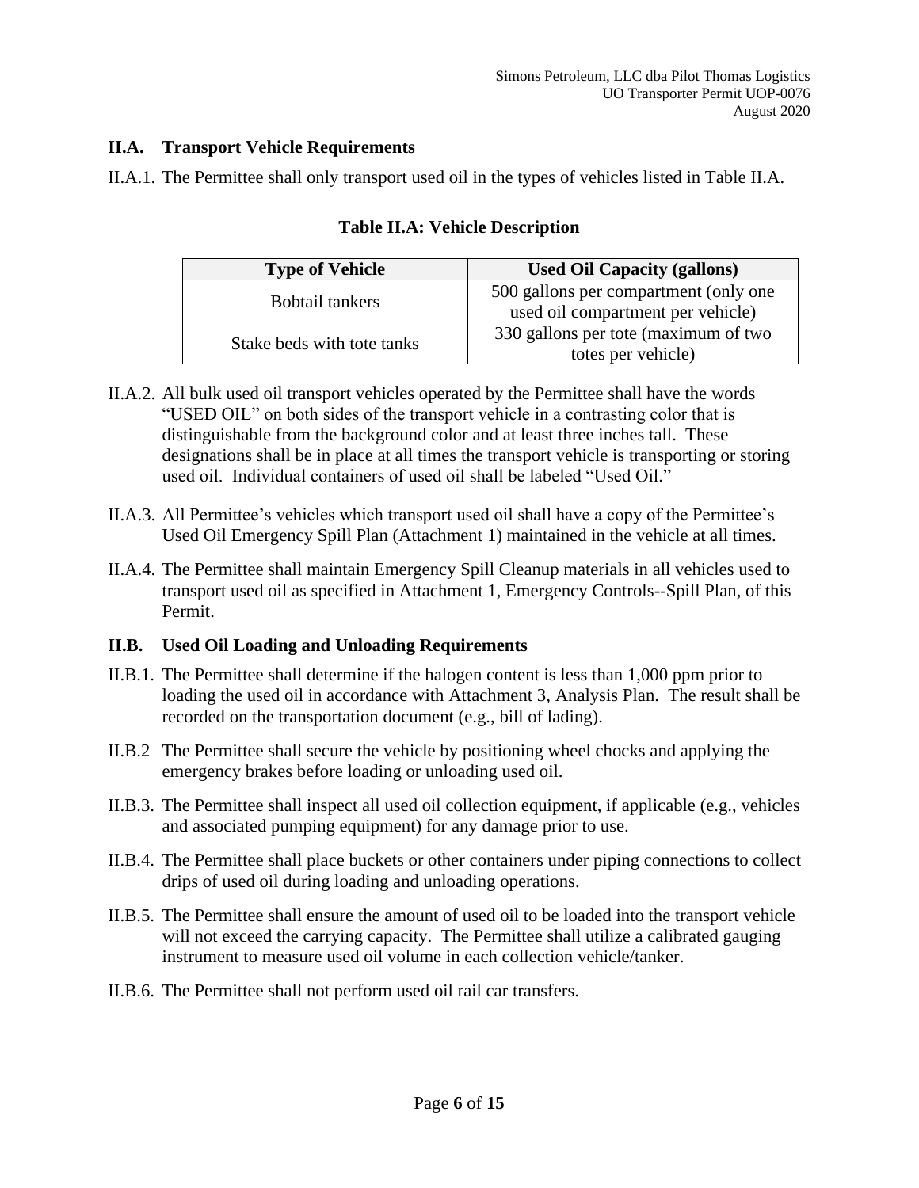## II.A. Transport Vehicle Requirements

II.A.1. The Permittee shall only transport used oil in the types of vehicles listed in Table II.A.

**Table II.A: Vehicle Description**

| Type of Vehicle | Used Oil Capacity (gallons) |
|---|---|
| Bobtail tankers | 500 gallons per compartment (only one used oil compartment per vehicle) |
| Stake beds with tote tanks | 330 gallons per tote (maximum of two totes per vehicle) |

II.A.2. All bulk used oil transport vehicles operated by the Permittee shall have the words "USED OIL" on both sides of the transport vehicle in a contrasting color that is distinguishable from the background color and at least three inches tall. These designations shall be in place at all times the transport vehicle is transporting or storing used oil. Individual containers of used oil shall be labeled "Used Oil."

II.A.3. All Permittee's vehicles which transport used oil shall have a copy of the Permittee's Used Oil Emergency Spill Plan (Attachment 1) maintained in the vehicle at all times.

II.A.4. The Permittee shall maintain Emergency Spill Cleanup materials in all vehicles used to transport used oil as specified in Attachment 1, Emergency Controls--Spill Plan, of this Permit.

## II.B. Used Oil Loading and Unloading Requirements

II.B.1. The Permittee shall determine if the halogen content is less than 1,000 ppm prior to loading the used oil in accordance with Attachment 3, Analysis Plan. The result shall be recorded on the transportation document (e.g., bill of lading).

II.B.2 The Permittee shall secure the vehicle by positioning wheel chocks and applying the emergency brakes before loading or unloading used oil.

II.B.3. The Permittee shall inspect all used oil collection equipment, if applicable (e.g., vehicles and associated pumping equipment) for any damage prior to use.

II.B.4. The Permittee shall place buckets or other containers under piping connections to collect drips of used oil during loading and unloading operations.

II.B.5. The Permittee shall ensure the amount of used oil to be loaded into the transport vehicle will not exceed the carrying capacity. The Permittee shall utilize a calibrated gauging instrument to measure used oil volume in each collection vehicle/tanker.

II.B.6. The Permittee shall not perform used oil rail car transfers.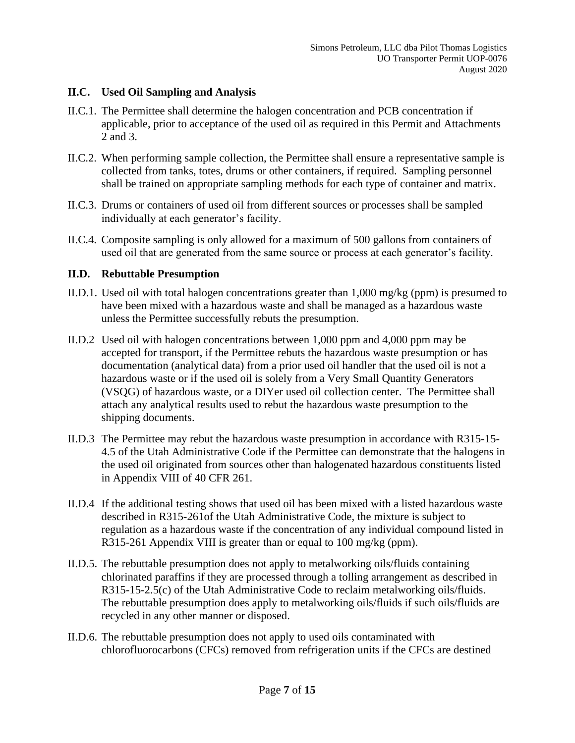## II.C. Used Oil Sampling and Analysis

II.C.1. The Permittee shall determine the halogen concentration and PCB concentration if applicable, prior to acceptance of the used oil as required in this Permit and Attachments 2 and 3.

II.C.2. When performing sample collection, the Permittee shall ensure a representative sample is collected from tanks, totes, drums or other containers, if required. Sampling personnel shall be trained on appropriate sampling methods for each type of container and matrix.

II.C.3. Drums or containers of used oil from different sources or processes shall be sampled individually at each generator's facility.

II.C.4. Composite sampling is only allowed for a maximum of 500 gallons from containers of used oil that are generated from the same source or process at each generator's facility.

## II.D. Rebuttable Presumption

II.D.1. Used oil with total halogen concentrations greater than 1,000 mg/kg (ppm) is presumed to have been mixed with a hazardous waste and shall be managed as a hazardous waste unless the Permittee successfully rebuts the presumption.

II.D.2 Used oil with halogen concentrations between 1,000 ppm and 4,000 ppm may be accepted for transport, if the Permittee rebuts the hazardous waste presumption or has documentation (analytical data) from a prior used oil handler that the used oil is not a hazardous waste or if the used oil is solely from a Very Small Quantity Generators (VSQG) of hazardous waste, or a DIYer used oil collection center. The Permittee shall attach any analytical results used to rebut the hazardous waste presumption to the shipping documents.

II.D.3 The Permittee may rebut the hazardous waste presumption in accordance with R315-15-4.5 of the Utah Administrative Code if the Permittee can demonstrate that the halogens in the used oil originated from sources other than halogenated hazardous constituents listed in Appendix VIII of 40 CFR 261.

II.D.4 If the additional testing shows that used oil has been mixed with a listed hazardous waste described in R315-261of the Utah Administrative Code, the mixture is subject to regulation as a hazardous waste if the concentration of any individual compound listed in R315-261 Appendix VIII is greater than or equal to 100 mg/kg (ppm).

II.D.5. The rebuttable presumption does not apply to metalworking oils/fluids containing chlorinated paraffins if they are processed through a tolling arrangement as described in R315-15-2.5(c) of the Utah Administrative Code to reclaim metalworking oils/fluids. The rebuttable presumption does apply to metalworking oils/fluids if such oils/fluids are recycled in any other manner or disposed.

II.D.6. The rebuttable presumption does not apply to used oils contaminated with chlorofluorocarbons (CFCs) removed from refrigeration units if the CFCs are destined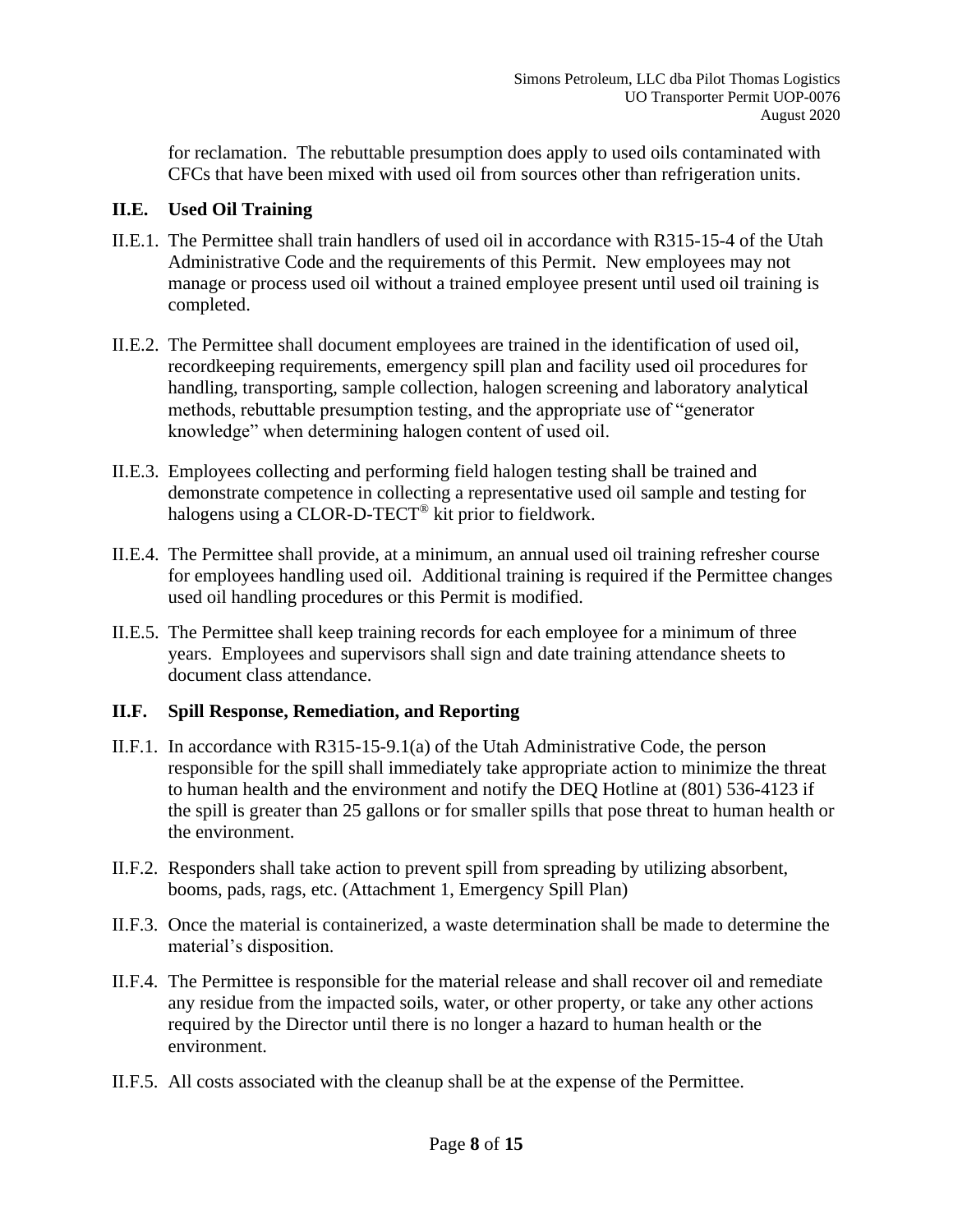for reclamation. The rebuttable presumption does apply to used oils contaminated with CFCs that have been mixed with used oil from sources other than refrigeration units.

### II.E. Used Oil Training

II.E.1. The Permittee shall train handlers of used oil in accordance with R315-15-4 of the Utah Administrative Code and the requirements of this Permit. New employees may not manage or process used oil without a trained employee present until used oil training is completed.

II.E.2. The Permittee shall document employees are trained in the identification of used oil, recordkeeping requirements, emergency spill plan and facility used oil procedures for handling, transporting, sample collection, halogen screening and laboratory analytical methods, rebuttable presumption testing, and the appropriate use of "generator knowledge" when determining halogen content of used oil.

II.E.3. Employees collecting and performing field halogen testing shall be trained and demonstrate competence in collecting a representative used oil sample and testing for halogens using a CLOR-D-TECT® kit prior to fieldwork.

II.E.4. The Permittee shall provide, at a minimum, an annual used oil training refresher course for employees handling used oil. Additional training is required if the Permittee changes used oil handling procedures or this Permit is modified.

II.E.5. The Permittee shall keep training records for each employee for a minimum of three years. Employees and supervisors shall sign and date training attendance sheets to document class attendance.

### II.F. Spill Response, Remediation, and Reporting

II.F.1. In accordance with R315-15-9.1(a) of the Utah Administrative Code, the person responsible for the spill shall immediately take appropriate action to minimize the threat to human health and the environment and notify the DEQ Hotline at (801) 536-4123 if the spill is greater than 25 gallons or for smaller spills that pose threat to human health or the environment.

II.F.2. Responders shall take action to prevent spill from spreading by utilizing absorbent, booms, pads, rags, etc. (Attachment 1, Emergency Spill Plan)

II.F.3. Once the material is containerized, a waste determination shall be made to determine the material's disposition.

II.F.4. The Permittee is responsible for the material release and shall recover oil and remediate any residue from the impacted soils, water, or other property, or take any other actions required by the Director until there is no longer a hazard to human health or the environment.

II.F.5. All costs associated with the cleanup shall be at the expense of the Permittee.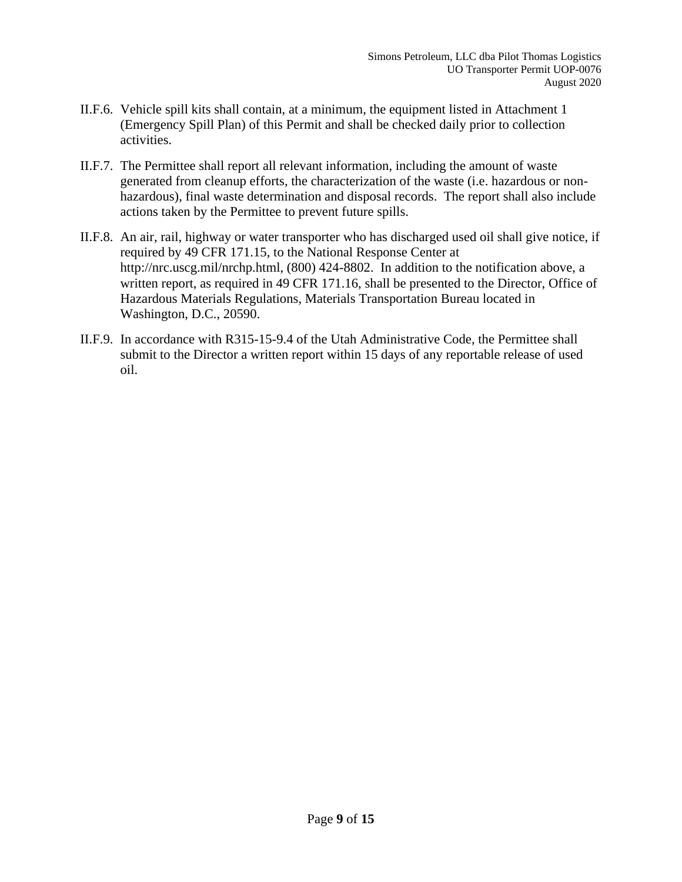II.F.6. Vehicle spill kits shall contain, at a minimum, the equipment listed in Attachment 1 (Emergency Spill Plan) of this Permit and shall be checked daily prior to collection activities.

II.F.7. The Permittee shall report all relevant information, including the amount of waste generated from cleanup efforts, the characterization of the waste (i.e. hazardous or non-hazardous), final waste determination and disposal records. The report shall also include actions taken by the Permittee to prevent future spills.

II.F.8. An air, rail, highway or water transporter who has discharged used oil shall give notice, if required by 49 CFR 171.15, to the National Response Center at http://nrc.uscg.mil/nrchp.html, (800) 424-8802. In addition to the notification above, a written report, as required in 49 CFR 171.16, shall be presented to the Director, Office of Hazardous Materials Regulations, Materials Transportation Bureau located in Washington, D.C., 20590.

II.F.9. In accordance with R315-15-9.4 of the Utah Administrative Code, the Permittee shall submit to the Director a written report within 15 days of any reportable release of used oil.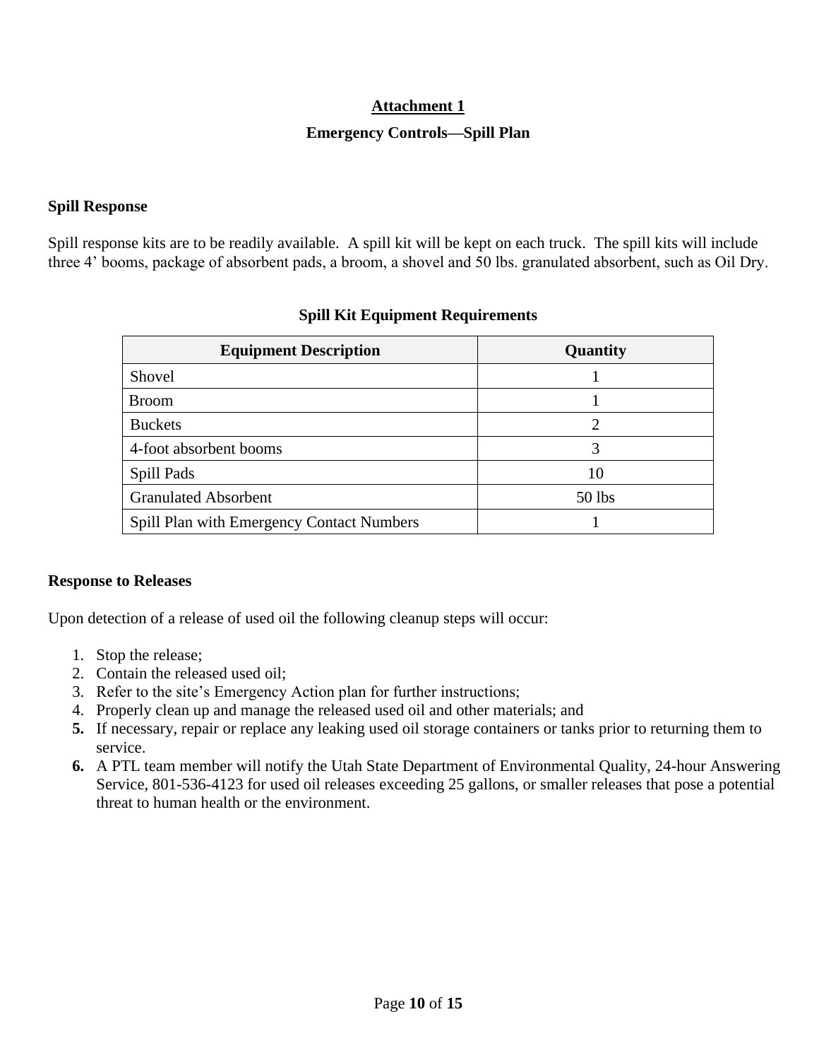## Attachment 1

### Emergency Controls—Spill Plan

**Spill Response**

Spill response kits are to be readily available. A spill kit will be kept on each truck. The spill kits will include three 4' booms, package of absorbent pads, a broom, a shovel and 50 lbs. granulated absorbent, such as Oil Dry.

**Spill Kit Equipment Requirements**

| Equipment Description | Quantity |
|---|---|
| Shovel | 1 |
| Broom | 1 |
| Buckets | 2 |
| 4-foot absorbent booms | 3 |
| Spill Pads | 10 |
| Granulated Absorbent | 50 lbs |
| Spill Plan with Emergency Contact Numbers | 1 |

**Response to Releases**

Upon detection of a release of used oil the following cleanup steps will occur:

1. Stop the release;
2. Contain the released used oil;
3. Refer to the site's Emergency Action plan for further instructions;
4. Properly clean up and manage the released used oil and other materials; and
5. If necessary, repair or replace any leaking used oil storage containers or tanks prior to returning them to service.
6. A PTL team member will notify the Utah State Department of Environmental Quality, 24-hour Answering Service, 801-536-4123 for used oil releases exceeding 25 gallons, or smaller releases that pose a potential threat to human health or the environment.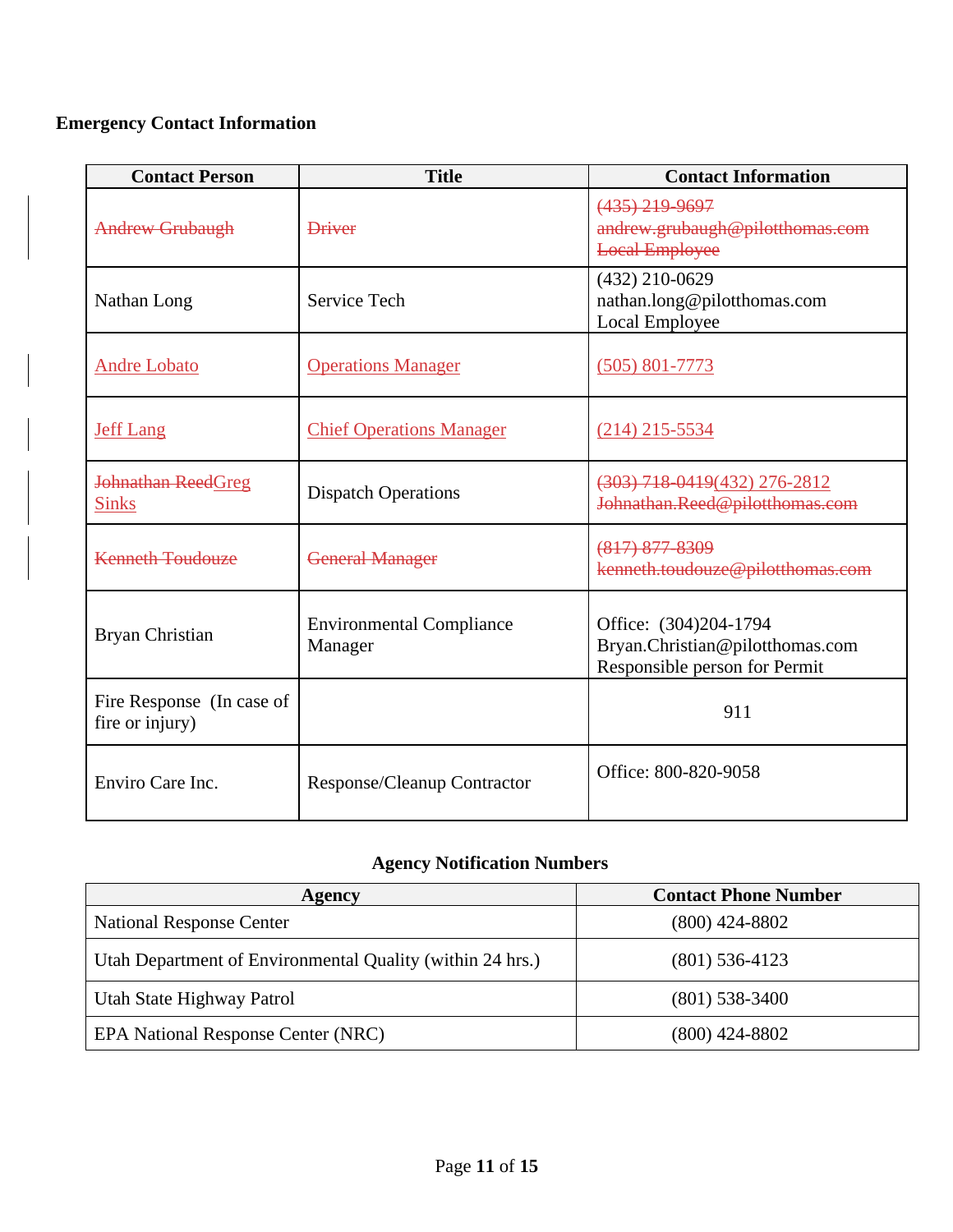**Emergency Contact Information**

| Contact Person | Title | Contact Information |
|---|---|---|
| ~~Andrew Grubaugh~~ | ~~Driver~~ | ~~(435) 219-9697~~<br>~~andrew.grubaugh@pilotthomas.com~~<br>~~Local Employee~~ |
| Nathan Long | Service Tech | (432) 210-0629<br>nathan.long@pilotthomas.com<br>Local Employee |
| Andre Lobato | Operations Manager | (505) 801-7773 |
| Jeff Lang | Chief Operations Manager | (214) 215-5534 |
| ~~Johnathan Reed~~Greg Sinks | Dispatch Operations | ~~(303) 718-0419~~(432) 276-2812<br>~~Johnathan.Reed@pilotthomas.com~~ |
| ~~Kenneth Toudouze~~ | ~~General Manager~~ | ~~(817) 877-8309~~<br>~~kenneth.toudouze@pilotthomas.com~~ |
| Bryan Christian | Environmental Compliance Manager | Office: (304)204-1794<br>Bryan.Christian@pilotthomas.com<br>Responsible person for Permit |
| Fire Response (In case of fire or injury) | | 911 |
| Enviro Care Inc. | Response/Cleanup Contractor | Office: 800-820-9058 |

**Agency Notification Numbers**

| Agency | Contact Phone Number |
|---|---|
| National Response Center | (800) 424-8802 |
| Utah Department of Environmental Quality (within 24 hrs.) | (801) 536-4123 |
| Utah State Highway Patrol | (801) 538-3400 |
| EPA National Response Center (NRC) | (800) 424-8802 |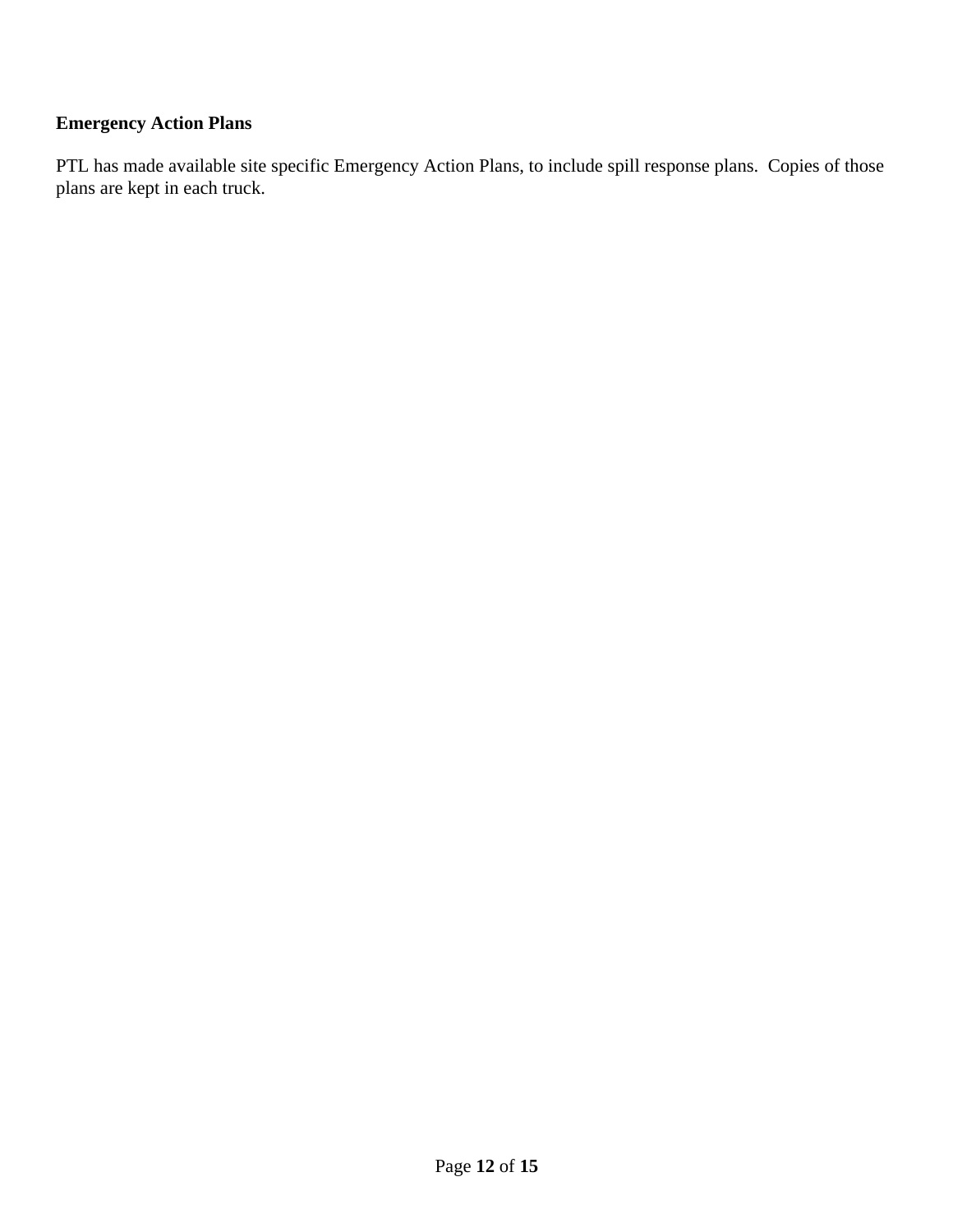**Emergency Action Plans**

PTL has made available site specific Emergency Action Plans, to include spill response plans. Copies of those plans are kept in each truck.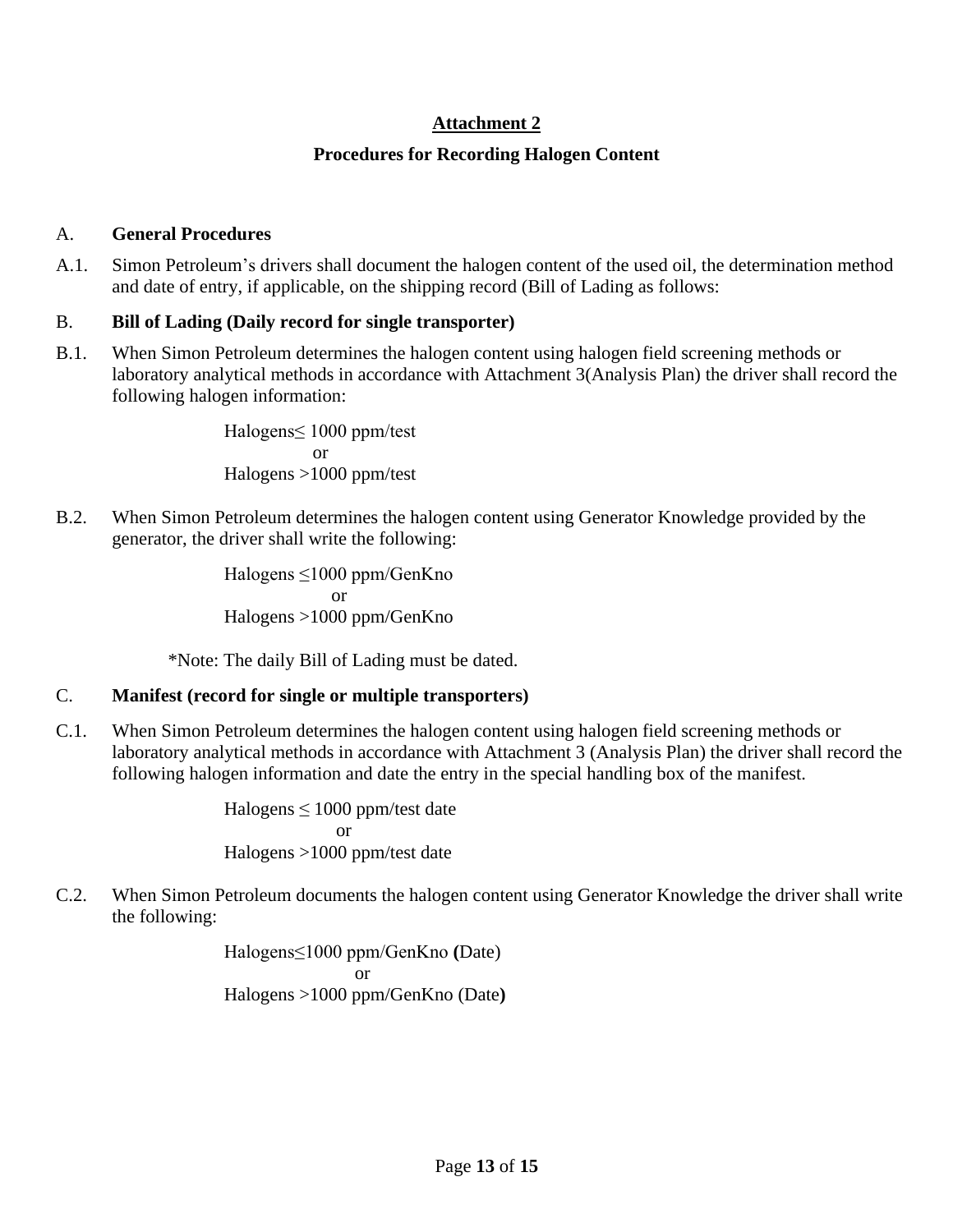## Attachment 2

### Procedures for Recording Halogen Content

A. **General Procedures**

A.1. Simon Petroleum's drivers shall document the halogen content of the used oil, the determination method and date of entry, if applicable, on the shipping record (Bill of Lading as follows:

B. **Bill of Lading (Daily record for single transporter)**

B.1. When Simon Petroleum determines the halogen content using halogen field screening methods or laboratory analytical methods in accordance with Attachment 3(Analysis Plan) the driver shall record the following halogen information:

Halogens≤ 1000 ppm/test
or
Halogens >1000 ppm/test

B.2. When Simon Petroleum determines the halogen content using Generator Knowledge provided by the generator, the driver shall write the following:

Halogens ≤1000 ppm/GenKno
or
Halogens >1000 ppm/GenKno

*Note: The daily Bill of Lading must be dated.

C. **Manifest (record for single or multiple transporters)**

C.1. When Simon Petroleum determines the halogen content using halogen field screening methods or laboratory analytical methods in accordance with Attachment 3 (Analysis Plan) the driver shall record the following halogen information and date the entry in the special handling box of the manifest.

Halogens ≤ 1000 ppm/test date
or
Halogens >1000 ppm/test date

C.2. When Simon Petroleum documents the halogen content using Generator Knowledge the driver shall write the following:

Halogens≤1000 ppm/GenKno **(**Date)
or
Halogens >1000 ppm/GenKno (Date**)**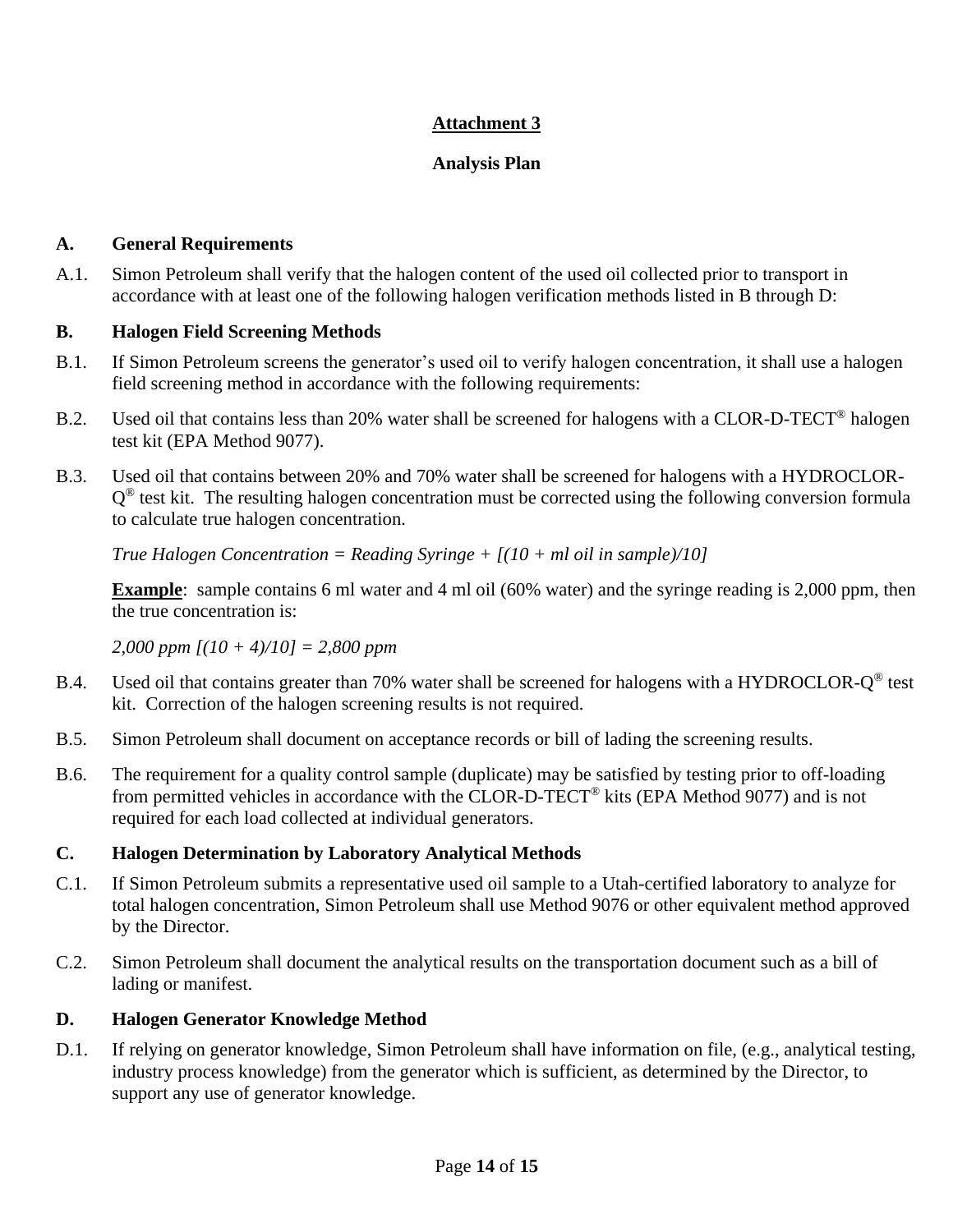# Attachment 3

## Analysis Plan

### A. General Requirements

A.1. Simon Petroleum shall verify that the halogen content of the used oil collected prior to transport in accordance with at least one of the following halogen verification methods listed in B through D:

### B. Halogen Field Screening Methods

B.1. If Simon Petroleum screens the generator's used oil to verify halogen concentration, it shall use a halogen field screening method in accordance with the following requirements:

B.2. Used oil that contains less than 20% water shall be screened for halogens with a CLOR-D-TECT® halogen test kit (EPA Method 9077).

B.3. Used oil that contains between 20% and 70% water shall be screened for halogens with a HYDROCLOR-Q® test kit. The resulting halogen concentration must be corrected using the following conversion formula to calculate true halogen concentration.

*True Halogen Concentration = Reading Syringe + [(10 + ml oil in sample)/10]*

**Example**: sample contains 6 ml water and 4 ml oil (60% water) and the syringe reading is 2,000 ppm, then the true concentration is:

*2,000 ppm [(10 + 4)/10] = 2,800 ppm*

B.4. Used oil that contains greater than 70% water shall be screened for halogens with a HYDROCLOR-Q® test kit. Correction of the halogen screening results is not required.

B.5. Simon Petroleum shall document on acceptance records or bill of lading the screening results.

B.6. The requirement for a quality control sample (duplicate) may be satisfied by testing prior to off-loading from permitted vehicles in accordance with the CLOR-D-TECT® kits (EPA Method 9077) and is not required for each load collected at individual generators.

### C. Halogen Determination by Laboratory Analytical Methods

C.1. If Simon Petroleum submits a representative used oil sample to a Utah-certified laboratory to analyze for total halogen concentration, Simon Petroleum shall use Method 9076 or other equivalent method approved by the Director.

C.2. Simon Petroleum shall document the analytical results on the transportation document such as a bill of lading or manifest.

### D. Halogen Generator Knowledge Method

D.1. If relying on generator knowledge, Simon Petroleum shall have information on file, (e.g., analytical testing, industry process knowledge) from the generator which is sufficient, as determined by the Director, to support any use of generator knowledge.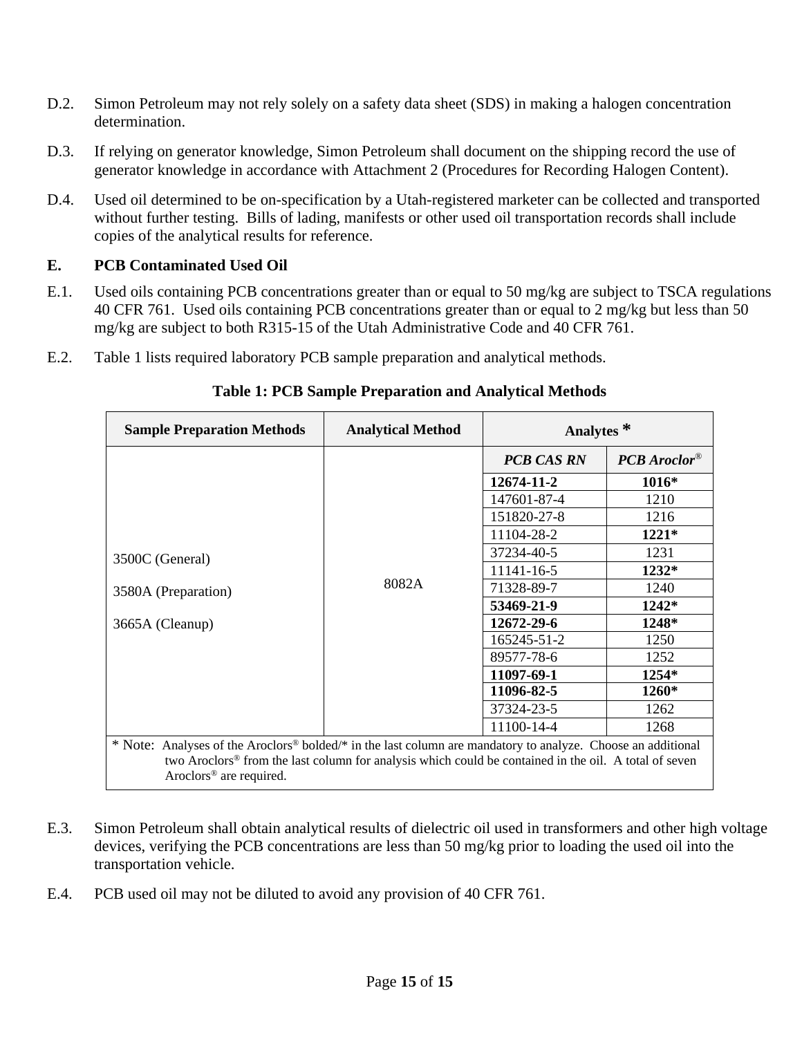D.2. Simon Petroleum may not rely solely on a safety data sheet (SDS) in making a halogen concentration determination.

D.3. If relying on generator knowledge, Simon Petroleum shall document on the shipping record the use of generator knowledge in accordance with Attachment 2 (Procedures for Recording Halogen Content).

D.4. Used oil determined to be on-specification by a Utah-registered marketer can be collected and transported without further testing. Bills of lading, manifests or other used oil transportation records shall include copies of the analytical results for reference.

## E. PCB Contaminated Used Oil

E.1. Used oils containing PCB concentrations greater than or equal to 50 mg/kg are subject to TSCA regulations 40 CFR 761. Used oils containing PCB concentrations greater than or equal to 2 mg/kg but less than 50 mg/kg are subject to both R315-15 of the Utah Administrative Code and 40 CFR 761.

E.2. Table 1 lists required laboratory PCB sample preparation and analytical methods.

**Table 1: PCB Sample Preparation and Analytical Methods**

| Sample Preparation Methods | Analytical Method | Analytes * | |
|---|---|---|---|
| | | ***PCB CAS RN*** | ***PCB Aroclor®*** |
| 3500C (General)<br><br>3580A (Preparation)<br><br>3665A (Cleanup) | 8082A | **12674-11-2** | **1016*** |
| | | 147601-87-4 | 1210 |
| | | 151820-27-8 | 1216 |
| | | 11104-28-2 | **1221*** |
| | | 37234-40-5 | 1231 |
| | | 11141-16-5 | **1232*** |
| | | 71328-89-7 | 1240 |
| | | **53469-21-9** | **1242*** |
| | | **12672-29-6** | **1248*** |
| | | 165245-51-2 | 1250 |
| | | 89577-78-6 | 1252 |
| | | **11097-69-1** | **1254*** |
| | | **11096-82-5** | **1260*** |
| | | 37324-23-5 | 1262 |
| | | 11100-14-4 | 1268 |
| * Note: Analyses of the Aroclors® bolded/* in the last column are mandatory to analyze. Choose an additional two Aroclors® from the last column for analysis which could be contained in the oil. A total of seven Aroclors® are required. | | | |

E.3. Simon Petroleum shall obtain analytical results of dielectric oil used in transformers and other high voltage devices, verifying the PCB concentrations are less than 50 mg/kg prior to loading the used oil into the transportation vehicle.

E.4. PCB used oil may not be diluted to avoid any provision of 40 CFR 761.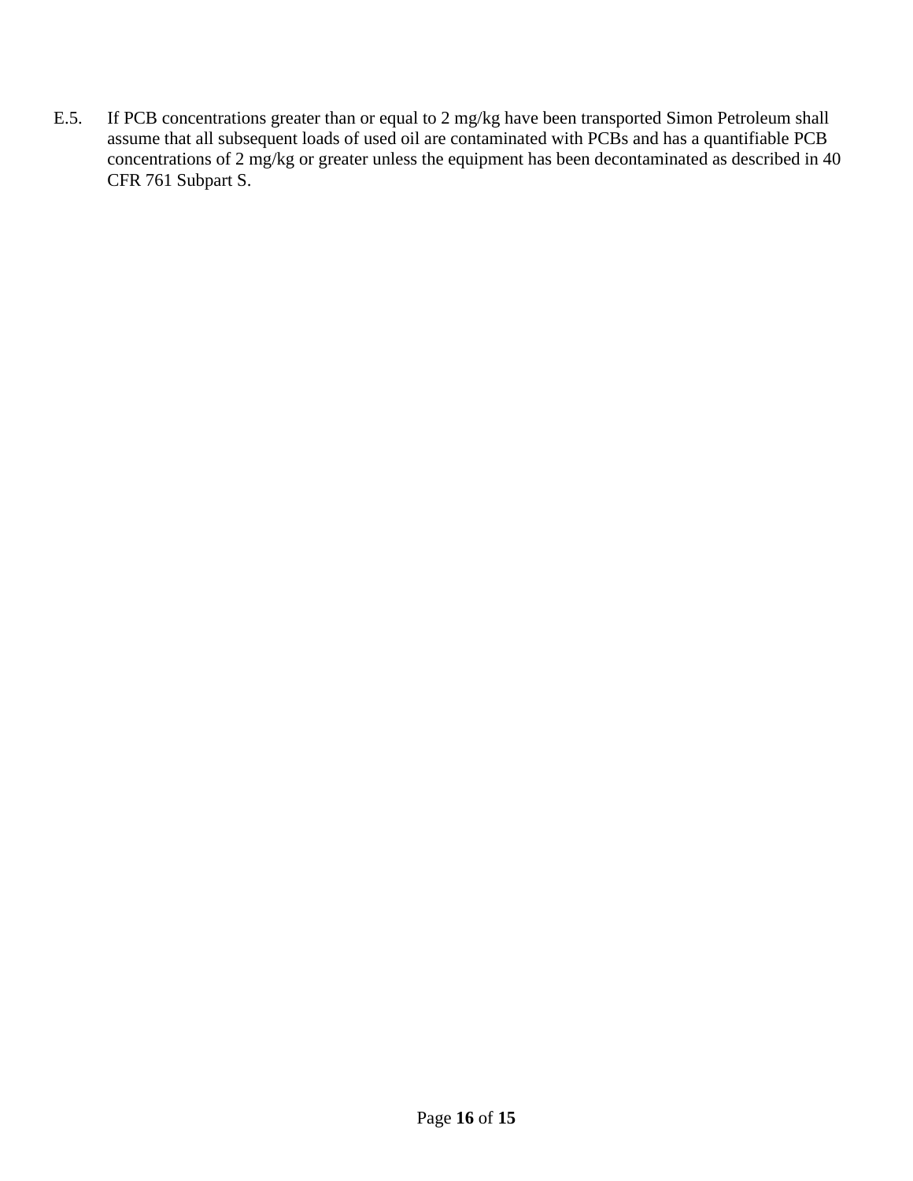E.5. If PCB concentrations greater than or equal to 2 mg/kg have been transported Simon Petroleum shall assume that all subsequent loads of used oil are contaminated with PCBs and has a quantifiable PCB concentrations of 2 mg/kg or greater unless the equipment has been decontaminated as described in 40 CFR 761 Subpart S.